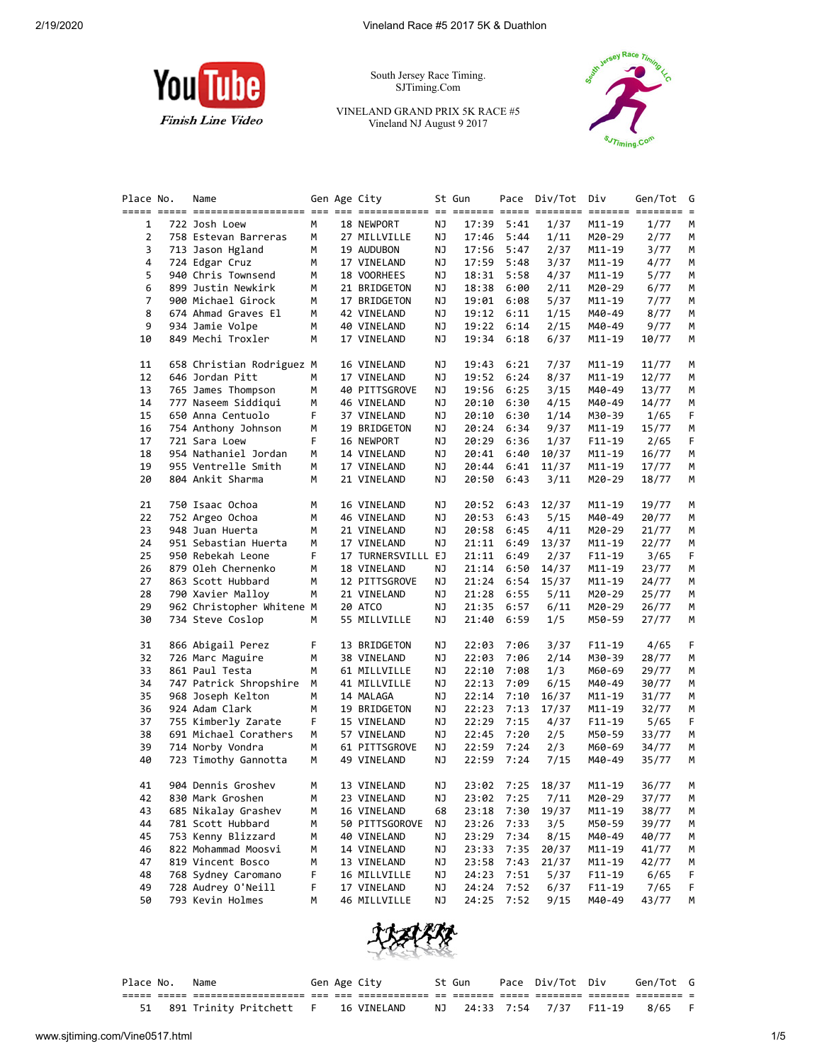South Jersey Race Timing.
SJTiming.Com

VINELAND GRAND PRIX 5K RACE #5
Vineland NJ August 9 2017

YouTube Finish Line Video

| Place | No. | Name | Gen | Age | City | St | Gun | Pace | Div/Tot | Div | Gen/Tot | G |
|---|---|---|---|---|---|---|---|---|---|---|---|---|
| 1 | 722 | Josh Loew | M | 18 | NEWPORT | NJ | 17:39 | 5:41 | 1/37 | M11-19 | 1/77 | M |
| 2 | 758 | Estevan Barreras | M | 27 | MILLVILLE | NJ | 17:46 | 5:44 | 1/11 | M20-29 | 2/77 | M |
| 3 | 713 | Jason Hgland | M | 19 | AUDUBON | NJ | 17:56 | 5:47 | 2/37 | M11-19 | 3/77 | M |
| 4 | 724 | Edgar Cruz | M | 17 | VINELAND | NJ | 17:59 | 5:48 | 3/37 | M11-19 | 4/77 | M |
| 5 | 940 | Chris Townsend | M | 18 | VOORHEES | NJ | 18:31 | 5:58 | 4/37 | M11-19 | 5/77 | M |
| 6 | 899 | Justin Newkirk | M | 21 | BRIDGETON | NJ | 18:38 | 6:00 | 2/11 | M20-29 | 6/77 | M |
| 7 | 900 | Michael Girock | M | 17 | BRIDGETON | NJ | 19:01 | 6:08 | 5/37 | M11-19 | 7/77 | M |
| 8 | 674 | Ahmad Graves El | M | 42 | VINELAND | NJ | 19:12 | 6:11 | 1/15 | M40-49 | 8/77 | M |
| 9 | 934 | Jamie Volpe | M | 40 | VINELAND | NJ | 19:22 | 6:14 | 2/15 | M40-49 | 9/77 | M |
| 10 | 849 | Mechi Troxler | M | 17 | VINELAND | NJ | 19:34 | 6:18 | 6/37 | M11-19 | 10/77 | M |
| 11 | 658 | Christian Rodriguez | M | 16 | VINELAND | NJ | 19:43 | 6:21 | 7/37 | M11-19 | 11/77 | M |
| 12 | 646 | Jordan Pitt | M | 17 | VINELAND | NJ | 19:52 | 6:24 | 8/37 | M11-19 | 12/77 | M |
| 13 | 765 | James Thompson | M | 40 | PITTSGROVE | NJ | 19:56 | 6:25 | 3/15 | M40-49 | 13/77 | M |
| 14 | 777 | Naseem Siddiqui | M | 46 | VINELAND | NJ | 20:10 | 6:30 | 4/15 | M40-49 | 14/77 | M |
| 15 | 650 | Anna Centuolo | F | 37 | VINELAND | NJ | 20:10 | 6:30 | 1/14 | M30-39 | 1/65 | F |
| 16 | 754 | Anthony Johnson | M | 19 | BRIDGETON | NJ | 20:24 | 6:34 | 9/37 | M11-19 | 15/77 | M |
| 17 | 721 | Sara Loew | F | 16 | NEWPORT | NJ | 20:29 | 6:36 | 1/37 | F11-19 | 2/65 | F |
| 18 | 954 | Nathaniel Jordan | M | 14 | VINELAND | NJ | 20:41 | 6:40 | 10/37 | M11-19 | 16/77 | M |
| 19 | 955 | Ventrelle Smith | M | 17 | VINELAND | NJ | 20:44 | 6:41 | 11/37 | M11-19 | 17/77 | M |
| 20 | 804 | Ankit Sharma | M | 21 | VINELAND | NJ | 20:50 | 6:43 | 3/11 | M20-29 | 18/77 | M |
| 21 | 750 | Isaac Ochoa | M | 16 | VINELAND | NJ | 20:52 | 6:43 | 12/37 | M11-19 | 19/77 | M |
| 22 | 752 | Argeo Ochoa | M | 46 | VINELAND | NJ | 20:53 | 6:43 | 5/15 | M40-49 | 20/77 | M |
| 23 | 948 | Juan Huerta | M | 21 | VINELAND | NJ | 20:58 | 6:45 | 4/11 | M20-29 | 21/77 | M |
| 24 | 951 | Sebastian Huerta | M | 17 | VINELAND | NJ | 21:11 | 6:49 | 13/37 | M11-19 | 22/77 | M |
| 25 | 950 | Rebekah Leone | F | 17 | TURNERSVILLL | EJ | 21:11 | 6:49 | 2/37 | F11-19 | 3/65 | F |
| 26 | 879 | Oleh Chernenko | M | 18 | VINELAND | NJ | 21:14 | 6:50 | 14/37 | M11-19 | 23/77 | M |
| 27 | 863 | Scott Hubbard | M | 12 | PITTSGROVE | NJ | 21:24 | 6:54 | 15/37 | M11-19 | 24/77 | M |
| 28 | 790 | Xavier Malloy | M | 21 | VINELAND | NJ | 21:28 | 6:55 | 5/11 | M20-29 | 25/77 | M |
| 29 | 962 | Christopher Whitene | M | 20 | ATCO | NJ | 21:35 | 6:57 | 6/11 | M20-29 | 26/77 | M |
| 30 | 734 | Steve Coslop | M | 55 | MILLVILLE | NJ | 21:40 | 6:59 | 1/5 | M50-59 | 27/77 | M |
| 31 | 866 | Abigail Perez | F | 13 | BRIDGETON | NJ | 22:03 | 7:06 | 3/37 | F11-19 | 4/65 | F |
| 32 | 726 | Marc Maguire | M | 38 | VINELAND | NJ | 22:03 | 7:06 | 2/14 | M30-39 | 28/77 | M |
| 33 | 861 | Paul Testa | M | 61 | MILLVILLE | NJ | 22:10 | 7:08 | 1/3 | M60-69 | 29/77 | M |
| 34 | 747 | Patrick Shropshire | M | 41 | MILLVILLE | NJ | 22:13 | 7:09 | 6/15 | M40-49 | 30/77 | M |
| 35 | 968 | Joseph Kelton | M | 14 | MALAGA | NJ | 22:14 | 7:10 | 16/37 | M11-19 | 31/77 | M |
| 36 | 924 | Adam Clark | M | 19 | BRIDGETON | NJ | 22:23 | 7:13 | 17/37 | M11-19 | 32/77 | M |
| 37 | 755 | Kimberly Zarate | F | 15 | VINELAND | NJ | 22:29 | 7:15 | 4/37 | F11-19 | 5/65 | F |
| 38 | 691 | Michael Corathers | M | 57 | VINELAND | NJ | 22:45 | 7:20 | 2/5 | M50-59 | 33/77 | M |
| 39 | 714 | Norby Vondra | M | 61 | PITTSGROVE | NJ | 22:59 | 7:24 | 2/3 | M60-69 | 34/77 | M |
| 40 | 723 | Timothy Gannotta | M | 49 | VINELAND | NJ | 22:59 | 7:24 | 7/15 | M40-49 | 35/77 | M |
| 41 | 904 | Dennis Groshev | M | 13 | VINELAND | NJ | 23:02 | 7:25 | 18/37 | M11-19 | 36/77 | M |
| 42 | 830 | Mark Groshen | M | 23 | VINELAND | NJ | 23:02 | 7:25 | 7/11 | M20-29 | 37/77 | M |
| 43 | 685 | Nikalay Grashev | M | 16 | VINELAND | 68 | 23:18 | 7:30 | 19/37 | M11-19 | 38/77 | M |
| 44 | 781 | Scott Hubbard | M | 50 | PITTSGOROVE | NJ | 23:26 | 7:33 | 3/5 | M50-59 | 39/77 | M |
| 45 | 753 | Kenny Blizzard | M | 40 | VINELAND | NJ | 23:29 | 7:34 | 8/15 | M40-49 | 40/77 | M |
| 46 | 822 | Mohammad Moosvi | M | 14 | VINELAND | NJ | 23:33 | 7:35 | 20/37 | M11-19 | 41/77 | M |
| 47 | 819 | Vincent Bosco | M | 13 | VINELAND | NJ | 23:58 | 7:43 | 21/37 | M11-19 | 42/77 | M |
| 48 | 768 | Sydney Caromano | F | 16 | MILLVILLE | NJ | 24:23 | 7:51 | 5/37 | F11-19 | 6/65 | F |
| 49 | 728 | Audrey O'Neill | F | 17 | VINELAND | NJ | 24:24 | 7:52 | 6/37 | F11-19 | 7/65 | F |
| 50 | 793 | Kevin Holmes | M | 46 | MILLVILLE | NJ | 24:25 | 7:52 | 9/15 | M40-49 | 43/77 | M |
| 51 | 891 | Trinity Pritchett | F | 16 | VINELAND | NJ | 24:33 | 7:54 | 7/37 | F11-19 | 8/65 | F |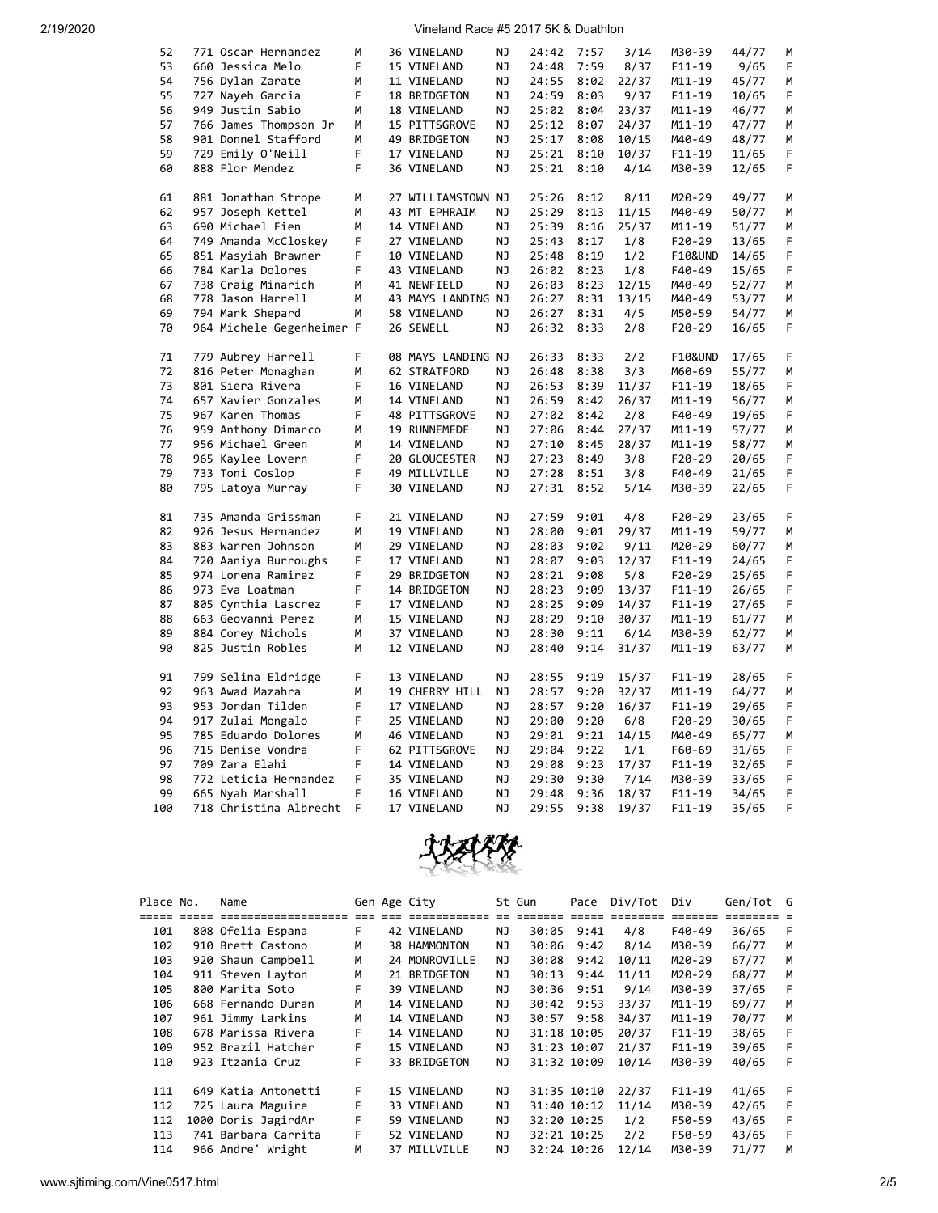| Place | No. | Name | Gen | Age | City | St | Gun | Pace | Div/Tot | Div | Gen/Tot | G |
|---|---|---|---|---|---|---|---|---|---|---|---|---|
| 52 | 771 | Oscar Hernandez | M | 36 | VINELAND | NJ | 24:42 | 7:57 | 3/14 | M30-39 | 44/77 | M |
| 53 | 660 | Jessica Melo | F | 15 | VINELAND | NJ | 24:48 | 7:59 | 8/37 | F11-19 | 9/65 | F |
| 54 | 756 | Dylan Zarate | M | 11 | VINELAND | NJ | 24:55 | 8:02 | 22/37 | M11-19 | 45/77 | M |
| 55 | 727 | Nayeh Garcia | F | 18 | BRIDGETON | NJ | 24:59 | 8:03 | 9/37 | F11-19 | 10/65 | F |
| 56 | 949 | Justin Sabio | M | 18 | VINELAND | NJ | 25:02 | 8:04 | 23/37 | M11-19 | 46/77 | M |
| 57 | 766 | James Thompson Jr | M | 15 | PITTSGROVE | NJ | 25:12 | 8:07 | 24/37 | M11-19 | 47/77 | M |
| 58 | 901 | Donnel Stafford | M | 49 | BRIDGETON | NJ | 25:17 | 8:08 | 10/15 | M40-49 | 48/77 | M |
| 59 | 729 | Emily O'Neill | F | 17 | VINELAND | NJ | 25:21 | 8:10 | 10/37 | F11-19 | 11/65 | F |
| 60 | 888 | Flor Mendez | F | 36 | VINELAND | NJ | 25:21 | 8:10 | 4/14 | M30-39 | 12/65 | F |
| 61 | 881 | Jonathan Strope | M | 27 | WILLIAMSTOWN | NJ | 25:26 | 8:12 | 8/11 | M20-29 | 49/77 | M |
| 62 | 957 | Joseph Kettel | M | 43 | MT EPHRAIM | NJ | 25:29 | 8:13 | 11/15 | M40-49 | 50/77 | M |
| 63 | 690 | Michael Fien | M | 14 | VINELAND | NJ | 25:39 | 8:16 | 25/37 | M11-19 | 51/77 | M |
| 64 | 749 | Amanda McCloskey | F | 27 | VINELAND | NJ | 25:43 | 8:17 | 1/8 | F20-29 | 13/65 | F |
| 65 | 851 | Masyiah Brawner | F | 10 | VINELAND | NJ | 25:48 | 8:19 | 1/2 | F10&UND | 14/65 | F |
| 66 | 784 | Karla Dolores | F | 43 | VINELAND | NJ | 26:02 | 8:23 | 1/8 | F40-49 | 15/65 | F |
| 67 | 738 | Craig Minarich | M | 41 | NEWFIELD | NJ | 26:03 | 8:23 | 12/15 | M40-49 | 52/77 | M |
| 68 | 778 | Jason Harrell | M | 43 | MAYS LANDING | NJ | 26:27 | 8:31 | 13/15 | M40-49 | 53/77 | M |
| 69 | 794 | Mark Shepard | M | 58 | VINELAND | NJ | 26:27 | 8:31 | 4/5 | M50-59 | 54/77 | M |
| 70 | 964 | Michele Gegenheimer | F | 26 | SEWELL | NJ | 26:32 | 8:33 | 2/8 | F20-29 | 16/65 | F |
| 71 | 779 | Aubrey Harrell | F | 08 | MAYS LANDING | NJ | 26:33 | 8:33 | 2/2 | F10&UND | 17/65 | F |
| 72 | 816 | Peter Monaghan | M | 62 | STRATFORD | NJ | 26:48 | 8:38 | 3/3 | M60-69 | 55/77 | M |
| 73 | 801 | Siera Rivera | F | 16 | VINELAND | NJ | 26:53 | 8:39 | 11/37 | F11-19 | 18/65 | F |
| 74 | 657 | Xavier Gonzales | M | 14 | VINELAND | NJ | 26:59 | 8:42 | 26/37 | M11-19 | 56/77 | M |
| 75 | 967 | Karen Thomas | F | 48 | PITTSGROVE | NJ | 27:02 | 8:42 | 2/8 | F40-49 | 19/65 | F |
| 76 | 959 | Anthony Dimarco | M | 19 | RUNNEMEDE | NJ | 27:06 | 8:44 | 27/37 | M11-19 | 57/77 | M |
| 77 | 956 | Michael Green | M | 14 | VINELAND | NJ | 27:10 | 8:45 | 28/37 | M11-19 | 58/77 | M |
| 78 | 965 | Kaylee Lovern | F | 20 | GLOUCESTER | NJ | 27:23 | 8:49 | 3/8 | F20-29 | 20/65 | F |
| 79 | 733 | Toni Coslop | F | 49 | MILLVILLE | NJ | 27:28 | 8:51 | 3/8 | F40-49 | 21/65 | F |
| 80 | 795 | Latoya Murray | F | 30 | VINELAND | NJ | 27:31 | 8:52 | 5/14 | M30-39 | 22/65 | F |
| 81 | 735 | Amanda Grissman | F | 21 | VINELAND | NJ | 27:59 | 9:01 | 4/8 | F20-29 | 23/65 | F |
| 82 | 926 | Jesus Hernandez | M | 19 | VINELAND | NJ | 28:00 | 9:01 | 29/37 | M11-19 | 59/77 | M |
| 83 | 883 | Warren Johnson | M | 29 | VINELAND | NJ | 28:03 | 9:02 | 9/11 | M20-29 | 60/77 | M |
| 84 | 720 | Aaniya Burroughs | F | 17 | VINELAND | NJ | 28:07 | 9:03 | 12/37 | F11-19 | 24/65 | F |
| 85 | 974 | Lorena Ramirez | F | 29 | BRIDGETON | NJ | 28:21 | 9:08 | 5/8 | F20-29 | 25/65 | F |
| 86 | 973 | Eva Loatman | F | 14 | BRIDGETON | NJ | 28:23 | 9:09 | 13/37 | F11-19 | 26/65 | F |
| 87 | 805 | Cynthia Lascrez | F | 17 | VINELAND | NJ | 28:25 | 9:09 | 14/37 | F11-19 | 27/65 | F |
| 88 | 663 | Geovanni Perez | M | 15 | VINELAND | NJ | 28:29 | 9:10 | 30/37 | M11-19 | 61/77 | M |
| 89 | 884 | Corey Nichols | M | 37 | VINELAND | NJ | 28:30 | 9:11 | 6/14 | M30-39 | 62/77 | M |
| 90 | 825 | Justin Robles | M | 12 | VINELAND | NJ | 28:40 | 9:14 | 31/37 | M11-19 | 63/77 | M |
| 91 | 799 | Selina Eldridge | F | 13 | VINELAND | NJ | 28:55 | 9:19 | 15/37 | F11-19 | 28/65 | F |
| 92 | 963 | Awad Mazahra | M | 19 | CHERRY HILL | NJ | 28:57 | 9:20 | 32/37 | M11-19 | 64/77 | M |
| 93 | 953 | Jordan Tilden | F | 17 | VINELAND | NJ | 28:57 | 9:20 | 16/37 | F11-19 | 29/65 | F |
| 94 | 917 | Zulai Mongalo | F | 25 | VINELAND | NJ | 29:00 | 9:20 | 6/8 | F20-29 | 30/65 | F |
| 95 | 785 | Eduardo Dolores | M | 46 | VINELAND | NJ | 29:01 | 9:21 | 14/15 | M40-49 | 65/77 | M |
| 96 | 715 | Denise Vondra | F | 62 | PITTSGROVE | NJ | 29:04 | 9:22 | 1/1 | F60-69 | 31/65 | F |
| 97 | 709 | Zara Elahi | F | 14 | VINELAND | NJ | 29:08 | 9:23 | 17/37 | F11-19 | 32/65 | F |
| 98 | 772 | Leticia Hernandez | F | 35 | VINELAND | NJ | 29:30 | 9:30 | 7/14 | M30-39 | 33/65 | F |
| 99 | 665 | Nyah Marshall | F | 16 | VINELAND | NJ | 29:48 | 9:36 | 18/37 | F11-19 | 34/65 | F |
| 100 | 718 | Christina Albrecht | F | 17 | VINELAND | NJ | 29:55 | 9:38 | 19/37 | F11-19 | 35/65 | F |

| Place | No. | Name | Gen | Age | City | St | Gun | Pace | Div/Tot | Div | Gen/Tot | G |
|---|---|---|---|---|---|---|---|---|---|---|---|---|
| 101 | 808 | Ofelia Espana | F | 42 | VINELAND | NJ | 30:05 | 9:41 | 4/8 | F40-49 | 36/65 | F |
| 102 | 910 | Brett Castono | M | 38 | HAMMONTON | NJ | 30:06 | 9:42 | 8/14 | M30-39 | 66/77 | M |
| 103 | 920 | Shaun Campbell | M | 24 | MONROVILLE | NJ | 30:08 | 9:42 | 10/11 | M20-29 | 67/77 | M |
| 104 | 911 | Steven Layton | M | 21 | BRIDGETON | NJ | 30:13 | 9:44 | 11/11 | M20-29 | 68/77 | M |
| 105 | 800 | Marita Soto | F | 39 | VINELAND | NJ | 30:36 | 9:51 | 9/14 | M30-39 | 37/65 | F |
| 106 | 668 | Fernando Duran | M | 14 | VINELAND | NJ | 30:42 | 9:53 | 33/37 | M11-19 | 69/77 | M |
| 107 | 961 | Jimmy Larkins | M | 14 | VINELAND | NJ | 30:57 | 9:58 | 34/37 | M11-19 | 70/77 | M |
| 108 | 678 | Marissa Rivera | F | 14 | VINELAND | NJ | 31:18 | 10:05 | 20/37 | F11-19 | 38/65 | F |
| 109 | 952 | Brazil Hatcher | F | 15 | VINELAND | NJ | 31:23 | 10:07 | 21/37 | F11-19 | 39/65 | F |
| 110 | 923 | Itzania Cruz | F | 33 | BRIDGETON | NJ | 31:32 | 10:09 | 10/14 | M30-39 | 40/65 | F |
| 111 | 649 | Katia Antonetti | F | 15 | VINELAND | NJ | 31:35 | 10:10 | 22/37 | F11-19 | 41/65 | F |
| 112 | 725 | Laura Maguire | F | 33 | VINELAND | NJ | 31:40 | 10:12 | 11/14 | M30-39 | 42/65 | F |
| 112 | 1000 | Doris JagirdAr | F | 59 | VINELAND | NJ | 32:20 | 10:25 | 1/2 | F50-59 | 43/65 | F |
| 113 | 741 | Barbara Carrita | F | 52 | VINELAND | NJ | 32:21 | 10:25 | 2/2 | F50-59 | 43/65 | F |
| 114 | 966 | Andre' Wright | M | 37 | MILLVILLE | NJ | 32:24 | 10:26 | 12/14 | M30-39 | 71/77 | M |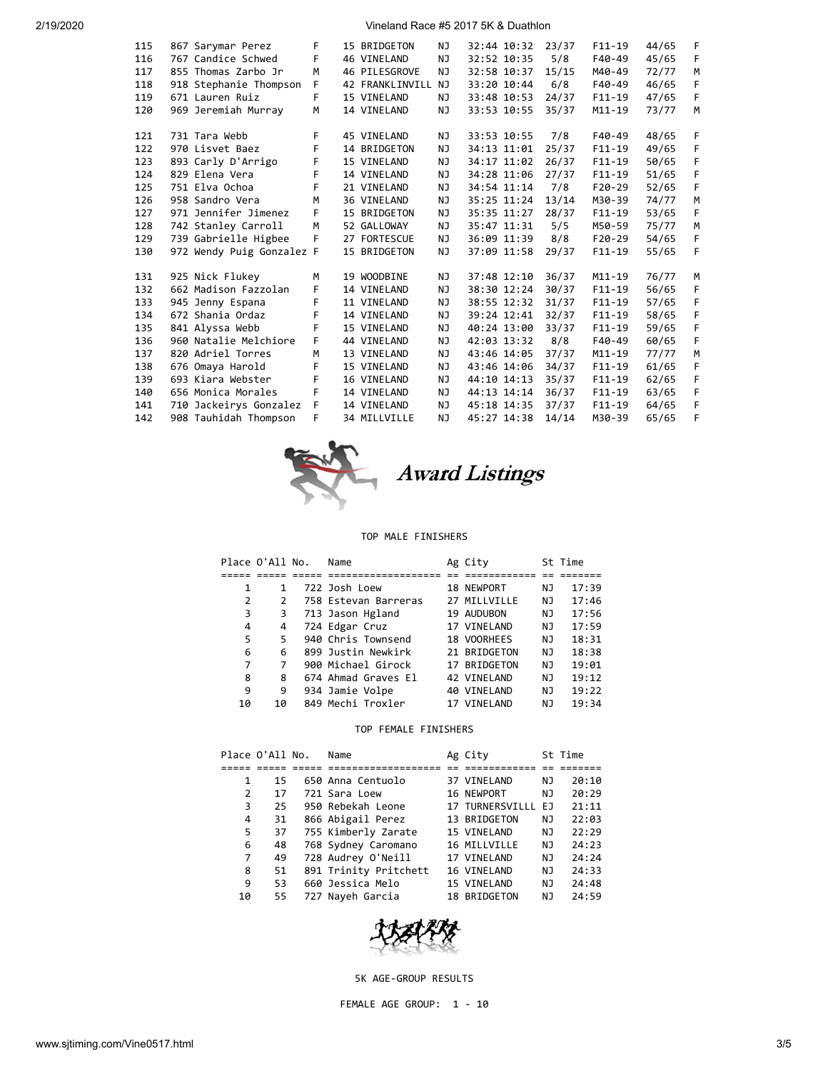| Place | No. | Name | S | Ag | City | St | Time | Pace | Div Place | Div | Sex Place | S |
|---|---|---|---|---|---|---|---|---|---|---|---|---|
| 115 | 867 | Sarymar Perez | F | 15 | BRIDGETON | NJ | 32:44 | 10:32 | 23/37 | F11-19 | 44/65 | F |
| 116 | 767 | Candice Schwed | F | 46 | VINELAND | NJ | 32:52 | 10:35 | 5/8 | F40-49 | 45/65 | F |
| 117 | 855 | Thomas Zarbo Jr | M | 46 | PILESGROVE | NJ | 32:58 | 10:37 | 15/15 | M40-49 | 72/77 | M |
| 118 | 918 | Stephanie Thompson | F | 42 | FRANKLINVILL | NJ | 33:20 | 10:44 | 6/8 | F40-49 | 46/65 | F |
| 119 | 671 | Lauren Ruiz | F | 15 | VINELAND | NJ | 33:48 | 10:53 | 24/37 | F11-19 | 47/65 | F |
| 120 | 969 | Jeremiah Murray | M | 14 | VINELAND | NJ | 33:53 | 10:55 | 35/37 | M11-19 | 73/77 | M |
| 121 | 731 | Tara Webb | F | 45 | VINELAND | NJ | 33:53 | 10:55 | 7/8 | F40-49 | 48/65 | F |
| 122 | 970 | Lisvet Baez | F | 14 | BRIDGETON | NJ | 34:13 | 11:01 | 25/37 | F11-19 | 49/65 | F |
| 123 | 893 | Carly D'Arrigo | F | 15 | VINELAND | NJ | 34:17 | 11:02 | 26/37 | F11-19 | 50/65 | F |
| 124 | 829 | Elena Vera | F | 14 | VINELAND | NJ | 34:28 | 11:06 | 27/37 | F11-19 | 51/65 | F |
| 125 | 751 | Elva Ochoa | F | 21 | VINELAND | NJ | 34:54 | 11:14 | 7/8 | F20-29 | 52/65 | F |
| 126 | 958 | Sandro Vera | M | 36 | VINELAND | NJ | 35:25 | 11:24 | 13/14 | M30-39 | 74/77 | M |
| 127 | 971 | Jennifer Jimenez | F | 15 | BRIDGETON | NJ | 35:35 | 11:27 | 28/37 | F11-19 | 53/65 | F |
| 128 | 742 | Stanley Carroll | M | 52 | GALLOWAY | NJ | 35:47 | 11:31 | 5/5 | M50-59 | 75/77 | M |
| 129 | 739 | Gabrielle Higbee | F | 27 | FORTESCUE | NJ | 36:09 | 11:39 | 8/8 | F20-29 | 54/65 | F |
| 130 | 972 | Wendy Puig Gonzalez | F | 15 | BRIDGETON | NJ | 37:09 | 11:58 | 29/37 | F11-19 | 55/65 | F |
| 131 | 925 | Nick Flukey | M | 19 | WOODBINE | NJ | 37:48 | 12:10 | 36/37 | M11-19 | 76/77 | M |
| 132 | 662 | Madison Fazzolan | F | 14 | VINELAND | NJ | 38:30 | 12:24 | 30/37 | F11-19 | 56/65 | F |
| 133 | 945 | Jenny Espana | F | 11 | VINELAND | NJ | 38:55 | 12:32 | 31/37 | F11-19 | 57/65 | F |
| 134 | 672 | Shania Ordaz | F | 14 | VINELAND | NJ | 39:24 | 12:41 | 32/37 | F11-19 | 58/65 | F |
| 135 | 841 | Alyssa Webb | F | 15 | VINELAND | NJ | 40:24 | 13:00 | 33/37 | F11-19 | 59/65 | F |
| 136 | 960 | Natalie Melchiore | F | 44 | VINELAND | NJ | 42:03 | 13:32 | 8/8 | F40-49 | 60/65 | F |
| 137 | 820 | Adriel Torres | M | 13 | VINELAND | NJ | 43:46 | 14:05 | 37/37 | M11-19 | 77/77 | M |
| 138 | 676 | Omaya Harold | F | 15 | VINELAND | NJ | 43:46 | 14:06 | 34/37 | F11-19 | 61/65 | F |
| 139 | 693 | Kiara Webster | F | 16 | VINELAND | NJ | 44:10 | 14:13 | 35/37 | F11-19 | 62/65 | F |
| 140 | 656 | Monica Morales | F | 14 | VINELAND | NJ | 44:13 | 14:14 | 36/37 | F11-19 | 63/65 | F |
| 141 | 710 | Jackeirys Gonzalez | F | 14 | VINELAND | NJ | 45:18 | 14:35 | 37/37 | F11-19 | 64/65 | F |
| 142 | 908 | Tauhidah Thompson | F | 34 | MILLVILLE | NJ | 45:27 | 14:38 | 14/14 | M30-39 | 65/65 | F |

## Award Listings

### TOP MALE FINISHERS

| Place | O'All | No. | Name | Ag | City | St | Time |
|---|---|---|---|---|---|---|---|
| 1 | 1 | 722 | Josh Loew | 18 | NEWPORT | NJ | 17:39 |
| 2 | 2 | 758 | Estevan Barreras | 27 | MILLVILLE | NJ | 17:46 |
| 3 | 3 | 713 | Jason Hgland | 19 | AUDUBON | NJ | 17:56 |
| 4 | 4 | 724 | Edgar Cruz | 17 | VINELAND | NJ | 17:59 |
| 5 | 5 | 940 | Chris Townsend | 18 | VOORHEES | NJ | 18:31 |
| 6 | 6 | 899 | Justin Newkirk | 21 | BRIDGETON | NJ | 18:38 |
| 7 | 7 | 900 | Michael Girock | 17 | BRIDGETON | NJ | 19:01 |
| 8 | 8 | 674 | Ahmad Graves El | 42 | VINELAND | NJ | 19:12 |
| 9 | 9 | 934 | Jamie Volpe | 40 | VINELAND | NJ | 19:22 |
| 10 | 10 | 849 | Mechi Troxler | 17 | VINELAND | NJ | 19:34 |

### TOP FEMALE FINISHERS

| Place | O'All | No. | Name | Ag | City | St | Time |
|---|---|---|---|---|---|---|---|
| 1 | 15 | 650 | Anna Centuolo | 37 | VINELAND | NJ | 20:10 |
| 2 | 17 | 721 | Sara Loew | 16 | NEWPORT | NJ | 20:29 |
| 3 | 25 | 950 | Rebekah Leone | 17 | TURNERSVILLL | EJ | 21:11 |
| 4 | 31 | 866 | Abigail Perez | 13 | BRIDGETON | NJ | 22:03 |
| 5 | 37 | 755 | Kimberly Zarate | 15 | VINELAND | NJ | 22:29 |
| 6 | 48 | 768 | Sydney Caromano | 16 | MILLVILLE | NJ | 24:23 |
| 7 | 49 | 728 | Audrey O'Neill | 17 | VINELAND | NJ | 24:24 |
| 8 | 51 | 891 | Trinity Pritchett | 16 | VINELAND | NJ | 24:33 |
| 9 | 53 | 660 | Jessica Melo | 15 | VINELAND | NJ | 24:48 |
| 10 | 55 | 727 | Nayeh Garcia | 18 | BRIDGETON | NJ | 24:59 |

### 5K AGE-GROUP RESULTS

FEMALE AGE GROUP: 1 - 10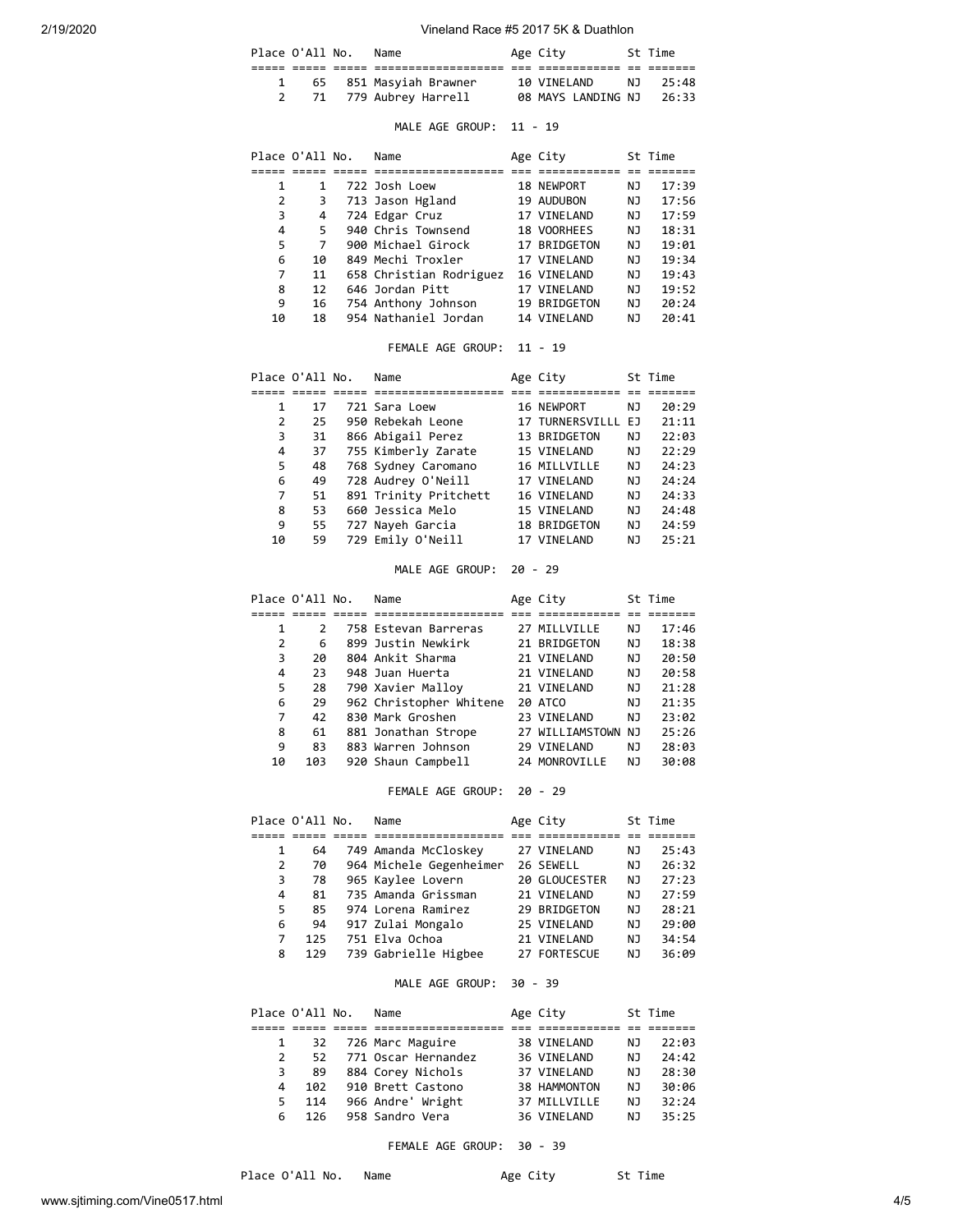| Place | O'All | No. | Name | Age | City | St | Time |
|---|---|---|---|---|---|---|---|
| 1 | 65 | 851 | Masyiah Brawner | 10 | VINELAND | NJ | 25:48 |
| 2 | 71 | 779 | Aubrey Harrell | 08 | MAYS LANDING | NJ | 26:33 |

MALE AGE GROUP: 11 - 19

| Place | O'All | No. | Name | Age | City | St | Time |
|---|---|---|---|---|---|---|---|
| 1 | 1 | 722 | Josh Loew | 18 | NEWPORT | NJ | 17:39 |
| 2 | 3 | 713 | Jason Hgland | 19 | AUDUBON | NJ | 17:56 |
| 3 | 4 | 724 | Edgar Cruz | 17 | VINELAND | NJ | 17:59 |
| 4 | 5 | 940 | Chris Townsend | 18 | VOORHEES | NJ | 18:31 |
| 5 | 7 | 900 | Michael Girock | 17 | BRIDGETON | NJ | 19:01 |
| 6 | 10 | 849 | Mechi Troxler | 17 | VINELAND | NJ | 19:34 |
| 7 | 11 | 658 | Christian Rodriguez | 16 | VINELAND | NJ | 19:43 |
| 8 | 12 | 646 | Jordan Pitt | 17 | VINELAND | NJ | 19:52 |
| 9 | 16 | 754 | Anthony Johnson | 19 | BRIDGETON | NJ | 20:24 |
| 10 | 18 | 954 | Nathaniel Jordan | 14 | VINELAND | NJ | 20:41 |

FEMALE AGE GROUP: 11 - 19

| Place | O'All | No. | Name | Age | City | St | Time |
|---|---|---|---|---|---|---|---|
| 1 | 17 | 721 | Sara Loew | 16 | NEWPORT | NJ | 20:29 |
| 2 | 25 | 950 | Rebekah Leone | 17 | TURNERSVILLL | EJ | 21:11 |
| 3 | 31 | 866 | Abigail Perez | 13 | BRIDGETON | NJ | 22:03 |
| 4 | 37 | 755 | Kimberly Zarate | 15 | VINELAND | NJ | 22:29 |
| 5 | 48 | 768 | Sydney Caromano | 16 | MILLVILLE | NJ | 24:23 |
| 6 | 49 | 728 | Audrey O'Neill | 17 | VINELAND | NJ | 24:24 |
| 7 | 51 | 891 | Trinity Pritchett | 16 | VINELAND | NJ | 24:33 |
| 8 | 53 | 660 | Jessica Melo | 15 | VINELAND | NJ | 24:48 |
| 9 | 55 | 727 | Nayeh Garcia | 18 | BRIDGETON | NJ | 24:59 |
| 10 | 59 | 729 | Emily O'Neill | 17 | VINELAND | NJ | 25:21 |

MALE AGE GROUP: 20 - 29

| Place | O'All | No. | Name | Age | City | St | Time |
|---|---|---|---|---|---|---|---|
| 1 | 2 | 758 | Estevan Barreras | 27 | MILLVILLE | NJ | 17:46 |
| 2 | 6 | 899 | Justin Newkirk | 21 | BRIDGETON | NJ | 18:38 |
| 3 | 20 | 804 | Ankit Sharma | 21 | VINELAND | NJ | 20:50 |
| 4 | 23 | 948 | Juan Huerta | 21 | VINELAND | NJ | 20:58 |
| 5 | 28 | 790 | Xavier Malloy | 21 | VINELAND | NJ | 21:28 |
| 6 | 29 | 962 | Christopher Whitene | 20 | ATCO | NJ | 21:35 |
| 7 | 42 | 830 | Mark Groshen | 23 | VINELAND | NJ | 23:02 |
| 8 | 61 | 881 | Jonathan Strope | 27 | WILLIAMSTOWN | NJ | 25:26 |
| 9 | 83 | 883 | Warren Johnson | 29 | VINELAND | NJ | 28:03 |
| 10 | 103 | 920 | Shaun Campbell | 24 | MONROVILLE | NJ | 30:08 |

FEMALE AGE GROUP: 20 - 29

| Place | O'All | No. | Name | Age | City | St | Time |
|---|---|---|---|---|---|---|---|
| 1 | 64 | 749 | Amanda McCloskey | 27 | VINELAND | NJ | 25:43 |
| 2 | 70 | 964 | Michele Gegenheimer | 26 | SEWELL | NJ | 26:32 |
| 3 | 78 | 965 | Kaylee Lovern | 20 | GLOUCESTER | NJ | 27:23 |
| 4 | 81 | 735 | Amanda Grissman | 21 | VINELAND | NJ | 27:59 |
| 5 | 85 | 974 | Lorena Ramirez | 29 | BRIDGETON | NJ | 28:21 |
| 6 | 94 | 917 | Zulai Mongalo | 25 | VINELAND | NJ | 29:00 |
| 7 | 125 | 751 | Elva Ochoa | 21 | VINELAND | NJ | 34:54 |
| 8 | 129 | 739 | Gabrielle Higbee | 27 | FORTESCUE | NJ | 36:09 |

MALE AGE GROUP: 30 - 39

| Place | O'All | No. | Name | Age | City | St | Time |
|---|---|---|---|---|---|---|---|
| 1 | 32 | 726 | Marc Maguire | 38 | VINELAND | NJ | 22:03 |
| 2 | 52 | 771 | Oscar Hernandez | 36 | VINELAND | NJ | 24:42 |
| 3 | 89 | 884 | Corey Nichols | 37 | VINELAND | NJ | 28:30 |
| 4 | 102 | 910 | Brett Castono | 38 | HAMMONTON | NJ | 30:06 |
| 5 | 114 | 966 | Andre' Wright | 37 | MILLVILLE | NJ | 32:24 |
| 6 | 126 | 958 | Sandro Vera | 36 | VINELAND | NJ | 35:25 |

FEMALE AGE GROUP: 30 - 39

| Place | O'All | No. | Name | Age | City | St | Time |
|---|---|---|---|---|---|---|---|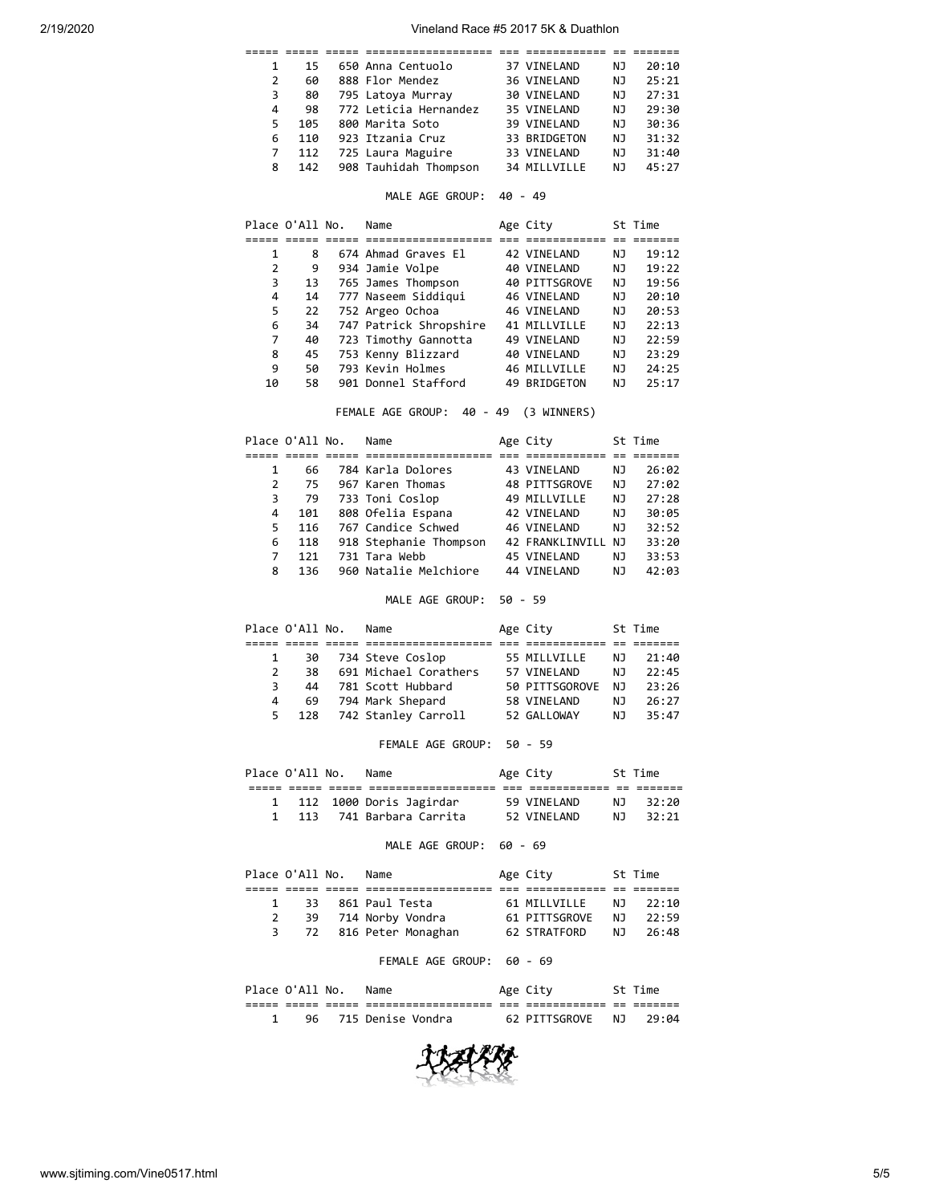| Place | O'All | No. | Name | Age | City | St | Time |
|---|---|---|---|---|---|---|---|
| 1 | 15 | 650 | Anna Centuolo | 37 | VINELAND | NJ | 20:10 |
| 2 | 60 | 888 | Flor Mendez | 36 | VINELAND | NJ | 25:21 |
| 3 | 80 | 795 | Latoya Murray | 30 | VINELAND | NJ | 27:31 |
| 4 | 98 | 772 | Leticia Hernandez | 35 | VINELAND | NJ | 29:30 |
| 5 | 105 | 800 | Marita Soto | 39 | VINELAND | NJ | 30:36 |
| 6 | 110 | 923 | Itzania Cruz | 33 | BRIDGETON | NJ | 31:32 |
| 7 | 112 | 725 | Laura Maguire | 33 | VINELAND | NJ | 31:40 |
| 8 | 142 | 908 | Tauhidah Thompson | 34 | MILLVILLE | NJ | 45:27 |

MALE AGE GROUP: 40 - 49

| Place | O'All | No. | Name | Age | City | St | Time |
|---|---|---|---|---|---|---|---|
| 1 | 8 | 674 | Ahmad Graves El | 42 | VINELAND | NJ | 19:12 |
| 2 | 9 | 934 | Jamie Volpe | 40 | VINELAND | NJ | 19:22 |
| 3 | 13 | 765 | James Thompson | 40 | PITTSGROVE | NJ | 19:56 |
| 4 | 14 | 777 | Naseem Siddiqui | 46 | VINELAND | NJ | 20:10 |
| 5 | 22 | 752 | Argeo Ochoa | 46 | VINELAND | NJ | 20:53 |
| 6 | 34 | 747 | Patrick Shropshire | 41 | MILLVILLE | NJ | 22:13 |
| 7 | 40 | 723 | Timothy Gannotta | 49 | VINELAND | NJ | 22:59 |
| 8 | 45 | 753 | Kenny Blizzard | 40 | VINELAND | NJ | 23:29 |
| 9 | 50 | 793 | Kevin Holmes | 46 | MILLVILLE | NJ | 24:25 |
| 10 | 58 | 901 | Donnel Stafford | 49 | BRIDGETON | NJ | 25:17 |

FEMALE AGE GROUP: 40 - 49 (3 WINNERS)

| Place | O'All | No. | Name | Age | City | St | Time |
|---|---|---|---|---|---|---|---|
| 1 | 66 | 784 | Karla Dolores | 43 | VINELAND | NJ | 26:02 |
| 2 | 75 | 967 | Karen Thomas | 48 | PITTSGROVE | NJ | 27:02 |
| 3 | 79 | 733 | Toni Coslop | 49 | MILLVILLE | NJ | 27:28 |
| 4 | 101 | 808 | Ofelia Espana | 42 | VINELAND | NJ | 30:05 |
| 5 | 116 | 767 | Candice Schwed | 46 | VINELAND | NJ | 32:52 |
| 6 | 118 | 918 | Stephanie Thompson | 42 | FRANKLINVILL | NJ | 33:20 |
| 7 | 121 | 731 | Tara Webb | 45 | VINELAND | NJ | 33:53 |
| 8 | 136 | 960 | Natalie Melchiore | 44 | VINELAND | NJ | 42:03 |

MALE AGE GROUP: 50 - 59

| Place | O'All | No. | Name | Age | City | St | Time |
|---|---|---|---|---|---|---|---|
| 1 | 30 | 734 | Steve Coslop | 55 | MILLVILLE | NJ | 21:40 |
| 2 | 38 | 691 | Michael Corathers | 57 | VINELAND | NJ | 22:45 |
| 3 | 44 | 781 | Scott Hubbard | 50 | PITTSGOROVE | NJ | 23:26 |
| 4 | 69 | 794 | Mark Shepard | 58 | VINELAND | NJ | 26:27 |
| 5 | 128 | 742 | Stanley Carroll | 52 | GALLOWAY | NJ | 35:47 |

FEMALE AGE GROUP: 50 - 59

| Place | O'All | No. | Name | Age | City | St | Time |
|---|---|---|---|---|---|---|---|
| 1 | 112 | 1000 | Doris Jagirdar | 59 | VINELAND | NJ | 32:20 |
| 1 | 113 | 741 | Barbara Carrita | 52 | VINELAND | NJ | 32:21 |

MALE AGE GROUP: 60 - 69

| Place | O'All | No. | Name | Age | City | St | Time |
|---|---|---|---|---|---|---|---|
| 1 | 33 | 861 | Paul Testa | 61 | MILLVILLE | NJ | 22:10 |
| 2 | 39 | 714 | Norby Vondra | 61 | PITTSGROVE | NJ | 22:59 |
| 3 | 72 | 816 | Peter Monaghan | 62 | STRATFORD | NJ | 26:48 |

FEMALE AGE GROUP: 60 - 69

| Place | O'All | No. | Name | Age | City | St | Time |
|---|---|---|---|---|---|---|---|
| 1 | 96 | 715 | Denise Vondra | 62 | PITTSGROVE | NJ | 29:04 |